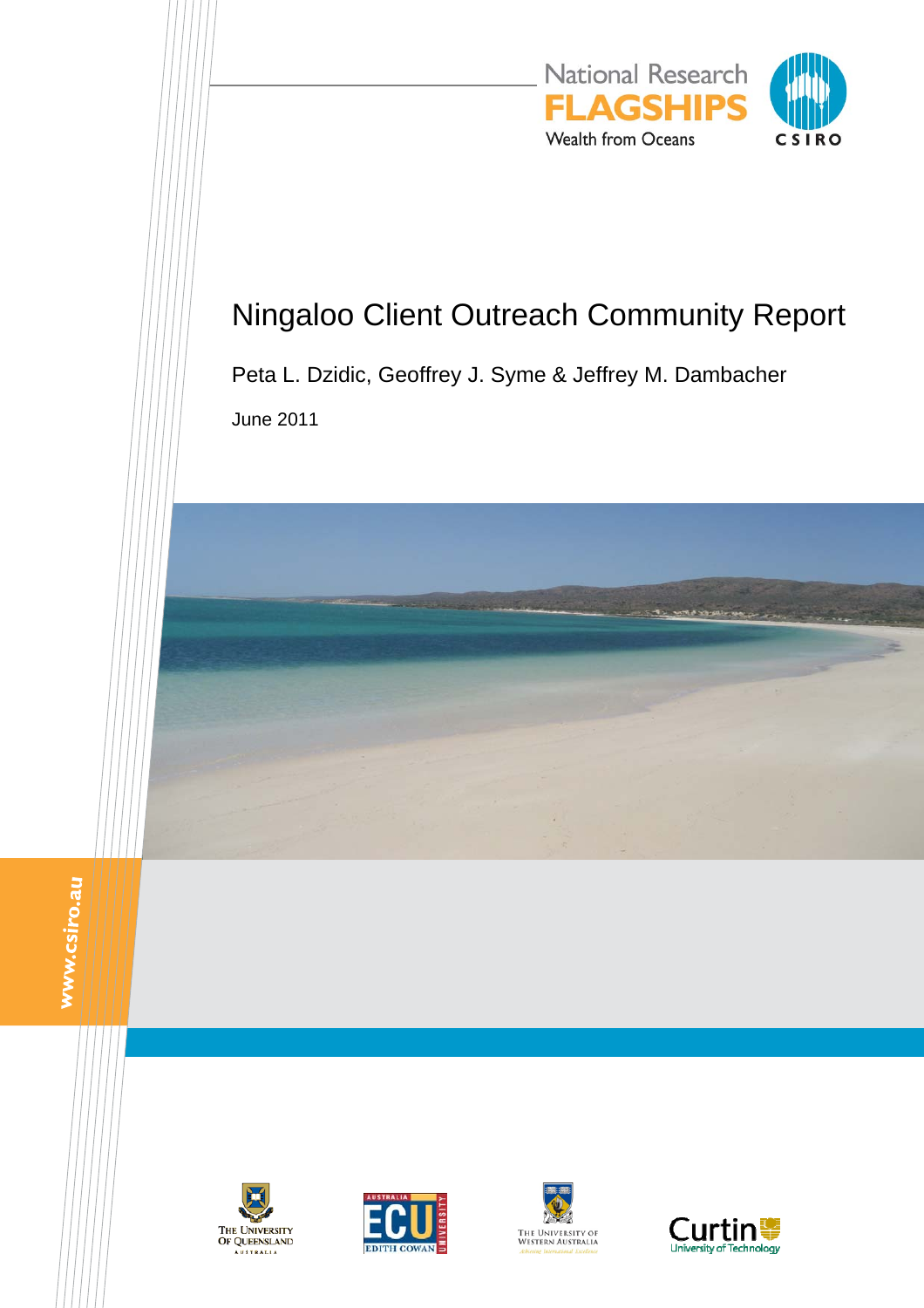National Research
FLAGSHIPS
Wealth from Oceans

CSIRO

# Ningaloo Client Outreach Community Report

Peta L. Dzidic, Geoffrey J. Syme & Jeffrey M. Dambacher

June 2011

www.csiro.au

The University of Queensland Australia

ECU Edith Cowan University

The University of Western Australia

Curtin University of Technology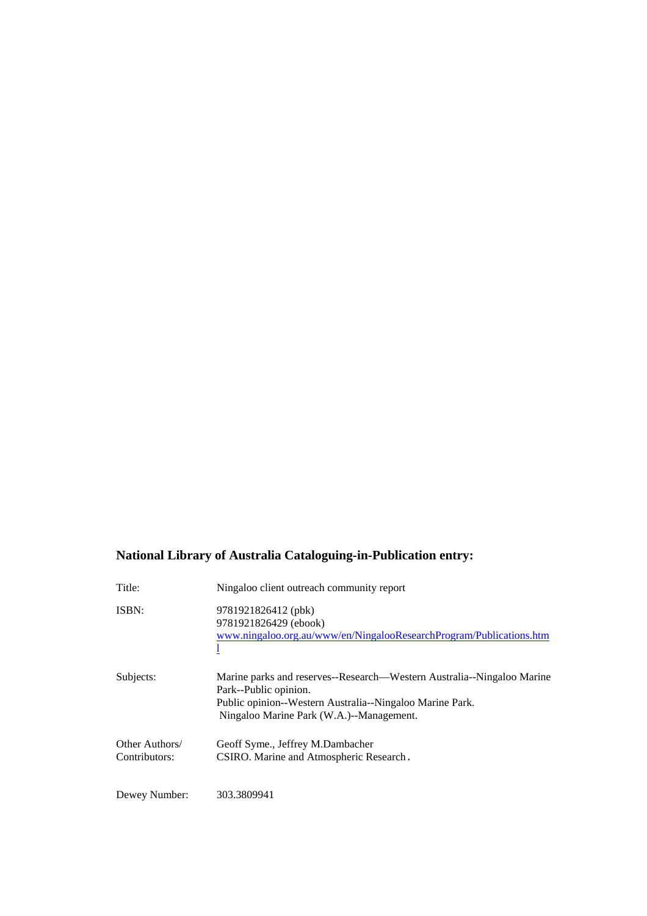**National Library of Australia Cataloguing-in-Publication entry:**

| | |
|---|---|
| Title: | Ningaloo client outreach community report |
| ISBN: | 9781921826412 (pbk)<br>9781921826429 (ebook)<br>www.ningaloo.org.au/www/en/NingalooResearchProgram/Publications.html |
| Subjects: | Marine parks and reserves--Research—Western Australia--Ningaloo Marine Park--Public opinion.<br>Public opinion--Western Australia--Ningaloo Marine Park.<br>Ningaloo Marine Park (W.A.)--Management. |
| Other Authors/ Contributors: | Geoff Syme., Jeffrey M.Dambacher<br>CSIRO. Marine and Atmospheric Research. |
| Dewey Number: | 303.3809941 |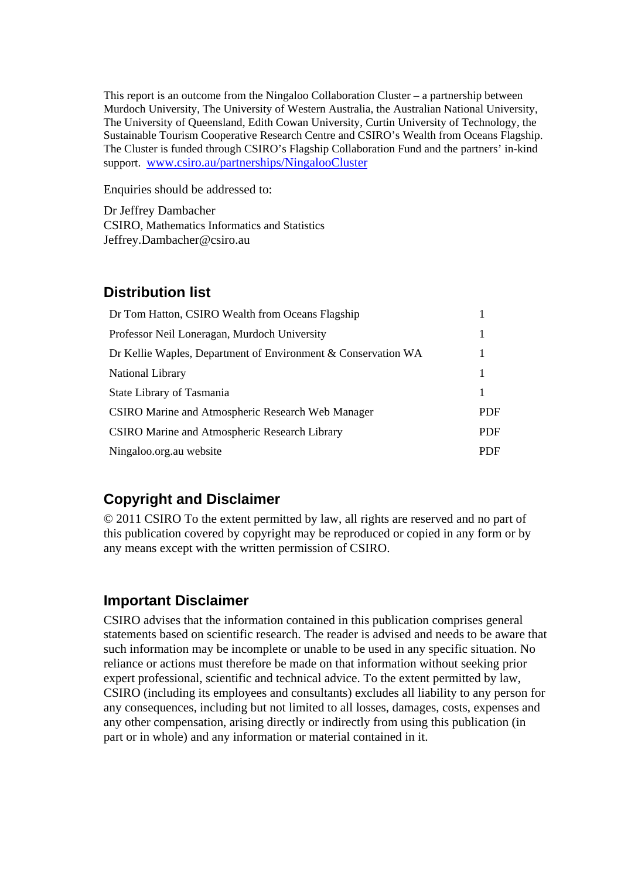This report is an outcome from the Ningaloo Collaboration Cluster – a partnership between Murdoch University, The University of Western Australia, the Australian National University, The University of Queensland, Edith Cowan University, Curtin University of Technology, the Sustainable Tourism Cooperative Research Centre and CSIRO's Wealth from Oceans Flagship. The Cluster is funded through CSIRO's Flagship Collaboration Fund and the partners' in-kind support. www.csiro.au/partnerships/NingalooCluster

Enquiries should be addressed to:

Dr Jeffrey Dambacher
CSIRO, Mathematics Informatics and Statistics
Jeffrey.Dambacher@csiro.au

## Distribution list

| | |
|---|---|
| Dr Tom Hatton, CSIRO Wealth from Oceans Flagship | 1 |
| Professor Neil Loneragan, Murdoch University | 1 |
| Dr Kellie Waples, Department of Environment & Conservation WA | 1 |
| National Library | 1 |
| State Library of Tasmania | 1 |
| CSIRO Marine and Atmospheric Research Web Manager | PDF |
| CSIRO Marine and Atmospheric Research Library | PDF |
| Ningaloo.org.au website | PDF |

## Copyright and Disclaimer

© 2011 CSIRO To the extent permitted by law, all rights are reserved and no part of this publication covered by copyright may be reproduced or copied in any form or by any means except with the written permission of CSIRO.

## Important Disclaimer

CSIRO advises that the information contained in this publication comprises general statements based on scientific research. The reader is advised and needs to be aware that such information may be incomplete or unable to be used in any specific situation. No reliance or actions must therefore be made on that information without seeking prior expert professional, scientific and technical advice. To the extent permitted by law, CSIRO (including its employees and consultants) excludes all liability to any person for any consequences, including but not limited to all losses, damages, costs, expenses and any other compensation, arising directly or indirectly from using this publication (in part or in whole) and any information or material contained in it.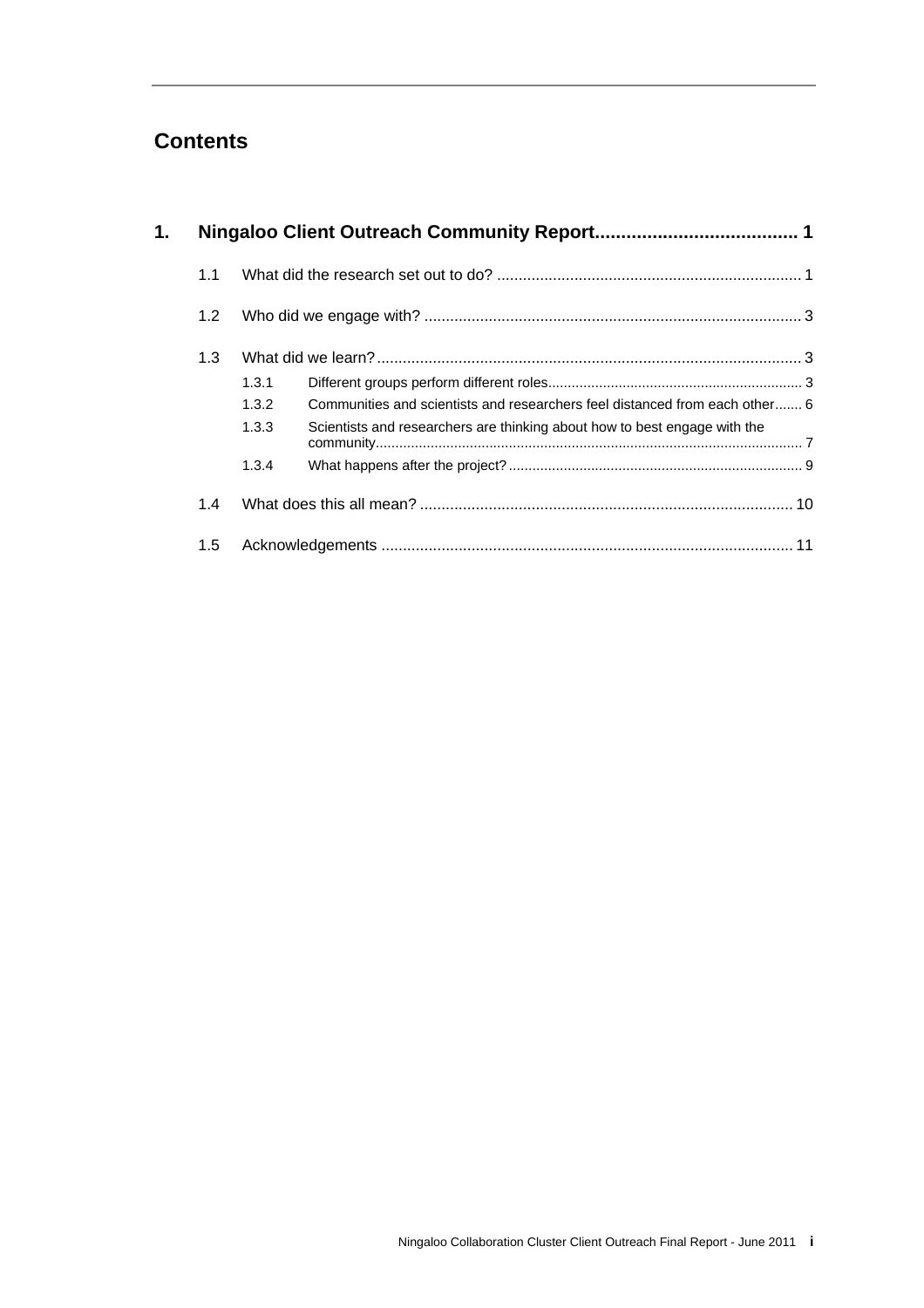# Contents

**1. Ningaloo Client Outreach Community Report....................................... 1**

- 1.1 What did the research set out to do? ...................................................................... 1
- 1.2 Who did we engage with? ...................................................................................... 3
- 1.3 What did we learn?.................................................................................................. 3
  - 1.3.1 Different groups perform different roles................................................................ 3
  - 1.3.2 Communities and scientists and researchers feel distanced from each other....... 6
  - 1.3.3 Scientists and researchers are thinking about how to best engage with the community............................................................................................................. 7
  - 1.3.4 What happens after the project?.......................................................................... 9
- 1.4 What does this all mean? ...................................................................................... 10
- 1.5 Acknowledgements ............................................................................................... 11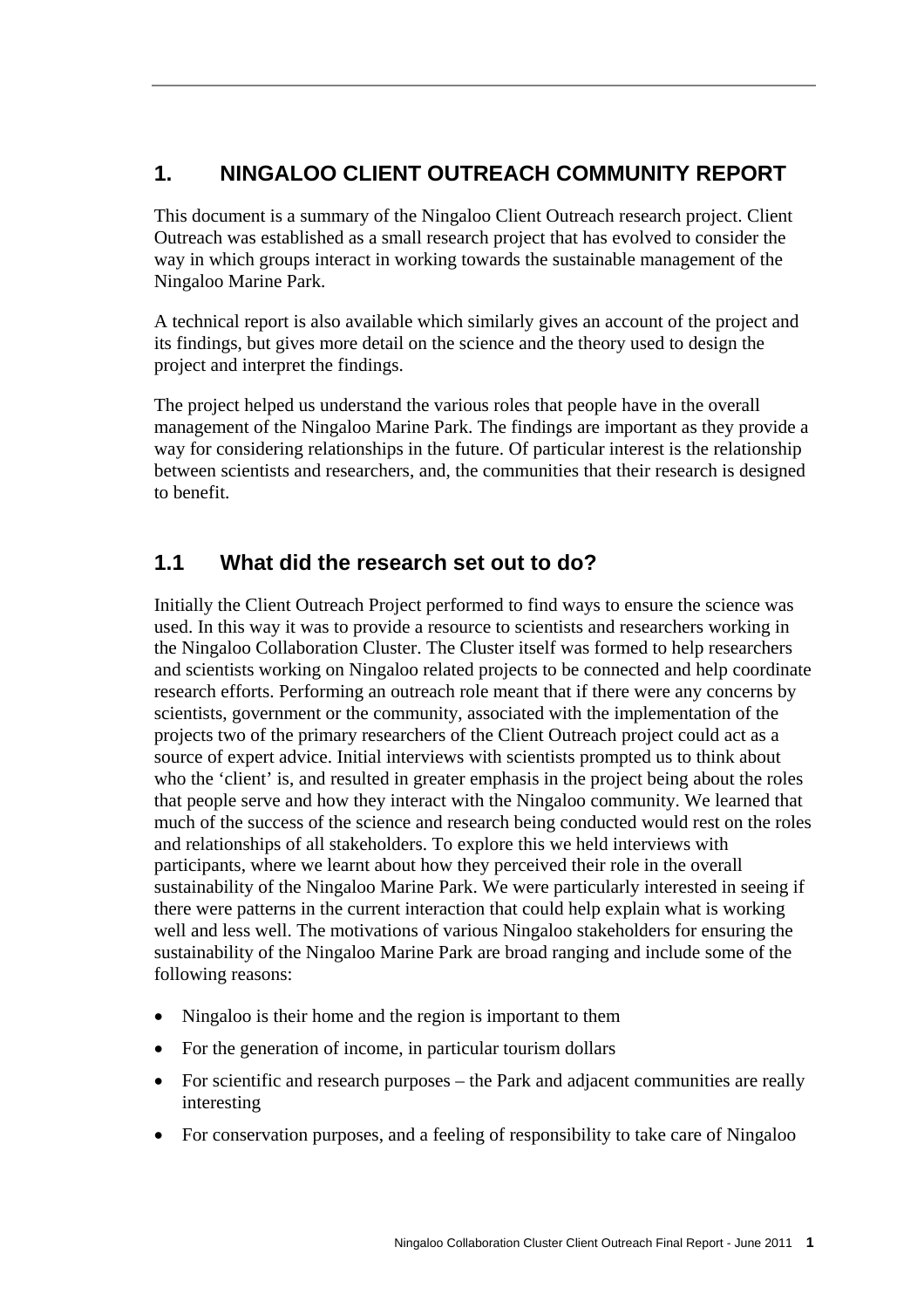# 1. NINGALOO CLIENT OUTREACH COMMUNITY REPORT

This document is a summary of the Ningaloo Client Outreach research project. Client Outreach was established as a small research project that has evolved to consider the way in which groups interact in working towards the sustainable management of the Ningaloo Marine Park.

A technical report is also available which similarly gives an account of the project and its findings, but gives more detail on the science and the theory used to design the project and interpret the findings.

The project helped us understand the various roles that people have in the overall management of the Ningaloo Marine Park. The findings are important as they provide a way for considering relationships in the future. Of particular interest is the relationship between scientists and researchers, and, the communities that their research is designed to benefit.

## 1.1 What did the research set out to do?

Initially the Client Outreach Project performed to find ways to ensure the science was used. In this way it was to provide a resource to scientists and researchers working in the Ningaloo Collaboration Cluster. The Cluster itself was formed to help researchers and scientists working on Ningaloo related projects to be connected and help coordinate research efforts. Performing an outreach role meant that if there were any concerns by scientists, government or the community, associated with the implementation of the projects two of the primary researchers of the Client Outreach project could act as a source of expert advice. Initial interviews with scientists prompted us to think about who the 'client' is, and resulted in greater emphasis in the project being about the roles that people serve and how they interact with the Ningaloo community. We learned that much of the success of the science and research being conducted would rest on the roles and relationships of all stakeholders. To explore this we held interviews with participants, where we learnt about how they perceived their role in the overall sustainability of the Ningaloo Marine Park. We were particularly interested in seeing if there were patterns in the current interaction that could help explain what is working well and less well. The motivations of various Ningaloo stakeholders for ensuring the sustainability of the Ningaloo Marine Park are broad ranging and include some of the following reasons:

- Ningaloo is their home and the region is important to them
- For the generation of income, in particular tourism dollars
- For scientific and research purposes – the Park and adjacent communities are really interesting
- For conservation purposes, and a feeling of responsibility to take care of Ningaloo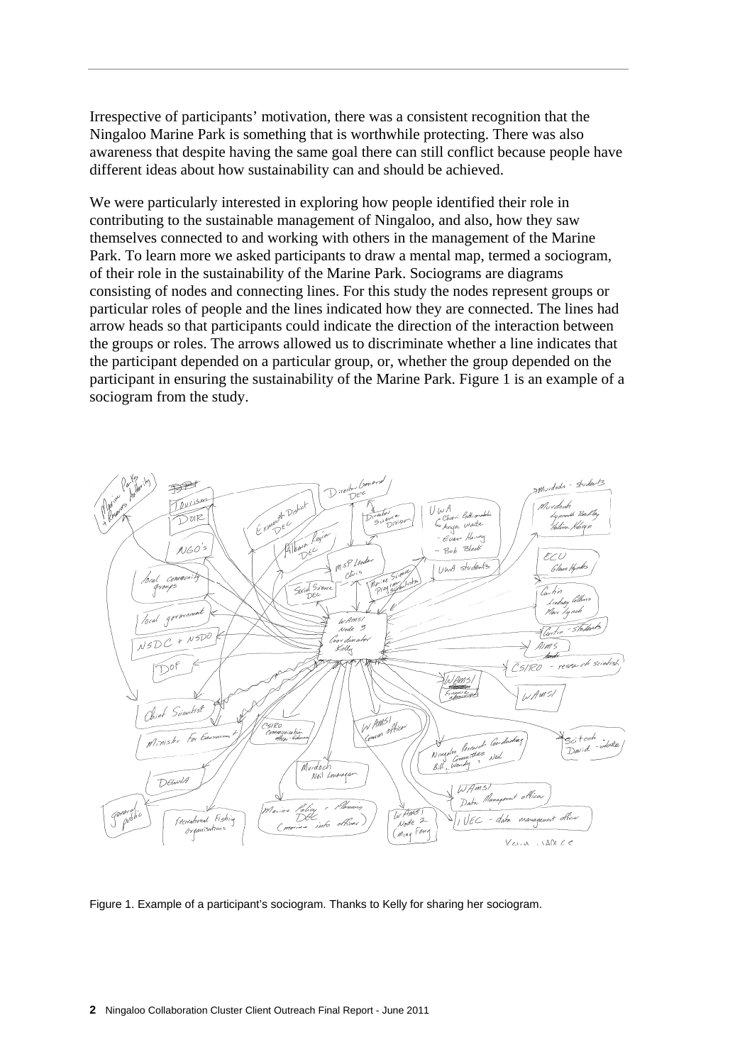Irrespective of participants' motivation, there was a consistent recognition that the Ningaloo Marine Park is something that is worthwhile protecting. There was also awareness that despite having the same goal there can still conflict because people have different ideas about how sustainability can and should be achieved.

We were particularly interested in exploring how people identified their role in contributing to the sustainable management of Ningaloo, and also, how they saw themselves connected to and working with others in the management of the Marine Park. To learn more we asked participants to draw a mental map, termed a sociogram, of their role in the sustainability of the Marine Park. Sociograms are diagrams consisting of nodes and connecting lines. For this study the nodes represent groups or particular roles of people and the lines indicated how they are connected. The lines had arrow heads so that participants could indicate the direction of the interaction between the groups or roles. The arrows allowed us to discriminate whether a line indicates that the participant depended on a particular group, or, whether the group depended on the participant in ensuring the sustainability of the Marine Park. Figure 1 is an example of a sociogram from the study.

Figure 1. Example of a participant's sociogram. Thanks to Kelly for sharing her sociogram.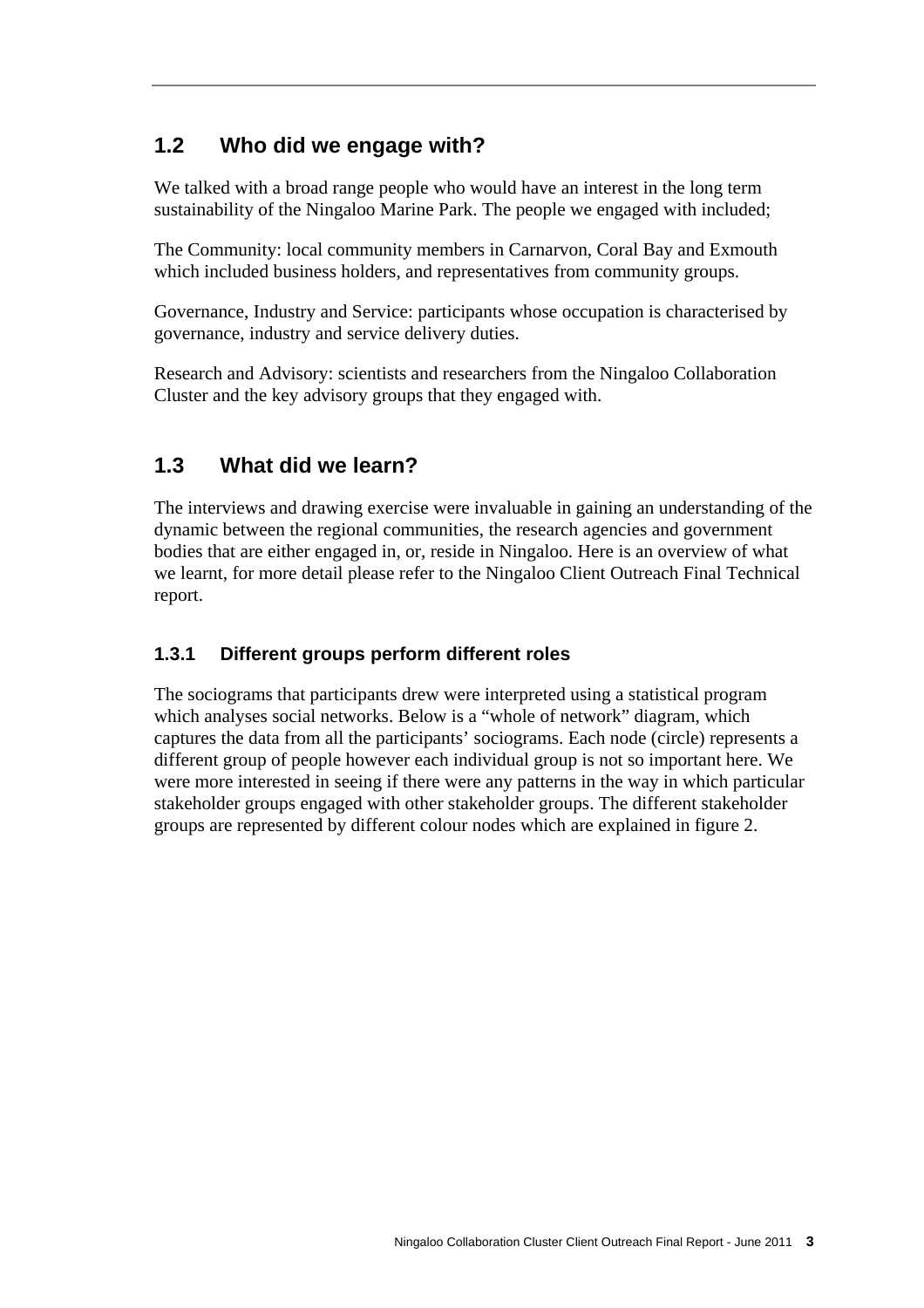## 1.2 Who did we engage with?

We talked with a broad range people who would have an interest in the long term sustainability of the Ningaloo Marine Park. The people we engaged with included;

The Community: local community members in Carnarvon, Coral Bay and Exmouth which included business holders, and representatives from community groups.

Governance, Industry and Service: participants whose occupation is characterised by governance, industry and service delivery duties.

Research and Advisory: scientists and researchers from the Ningaloo Collaboration Cluster and the key advisory groups that they engaged with.

## 1.3 What did we learn?

The interviews and drawing exercise were invaluable in gaining an understanding of the dynamic between the regional communities, the research agencies and government bodies that are either engaged in, or, reside in Ningaloo. Here is an overview of what we learnt, for more detail please refer to the Ningaloo Client Outreach Final Technical report.

### 1.3.1 Different groups perform different roles

The sociograms that participants drew were interpreted using a statistical program which analyses social networks. Below is a "whole of network" diagram, which captures the data from all the participants' sociograms. Each node (circle) represents a different group of people however each individual group is not so important here. We were more interested in seeing if there were any patterns in the way in which particular stakeholder groups engaged with other stakeholder groups. The different stakeholder groups are represented by different colour nodes which are explained in figure 2.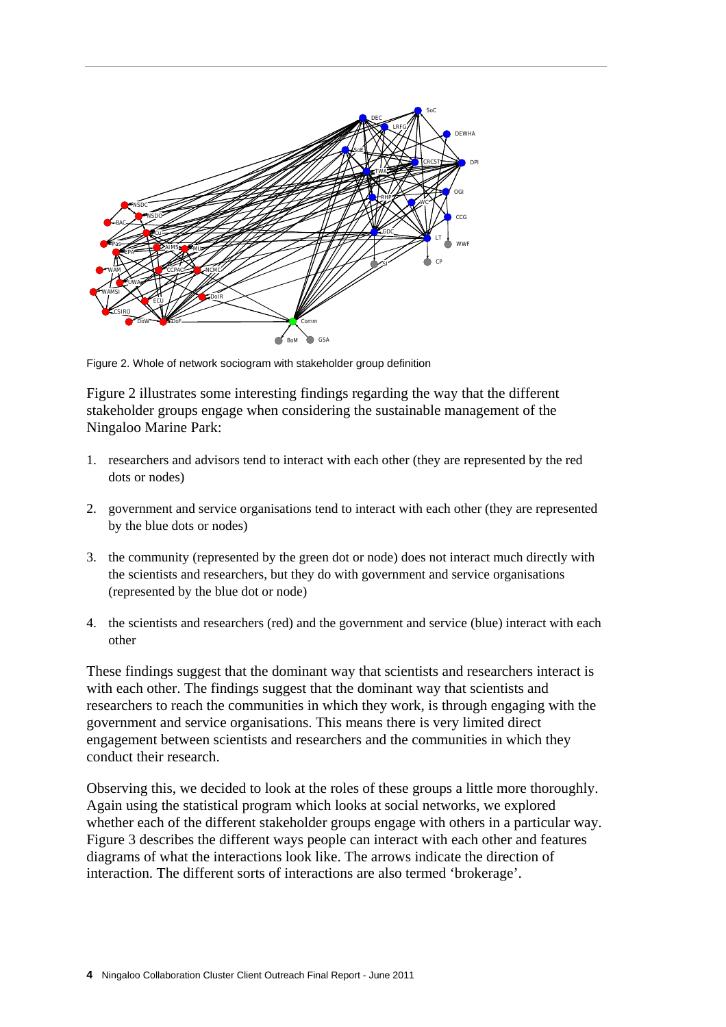Figure 2. Whole of network sociogram with stakeholder group definition

Figure 2 illustrates some interesting findings regarding the way that the different stakeholder groups engage when considering the sustainable management of the Ningaloo Marine Park:

1. researchers and advisors tend to interact with each other (they are represented by the red dots or nodes)

2. government and service organisations tend to interact with each other (they are represented by the blue dots or nodes)

3. the community (represented by the green dot or node) does not interact much directly with the scientists and researchers, but they do with government and service organisations (represented by the blue dot or node)

4. the scientists and researchers (red) and the government and service (blue) interact with each other

These findings suggest that the dominant way that scientists and researchers interact is with each other. The findings suggest that the dominant way that scientists and researchers to reach the communities in which they work, is through engaging with the government and service organisations. This means there is very limited direct engagement between scientists and researchers and the communities in which they conduct their research.

Observing this, we decided to look at the roles of these groups a little more thoroughly. Again using the statistical program which looks at social networks, we explored whether each of the different stakeholder groups engage with others in a particular way. Figure 3 describes the different ways people can interact with each other and features diagrams of what the interactions look like. The arrows indicate the direction of interaction. The different sorts of interactions are also termed 'brokerage'.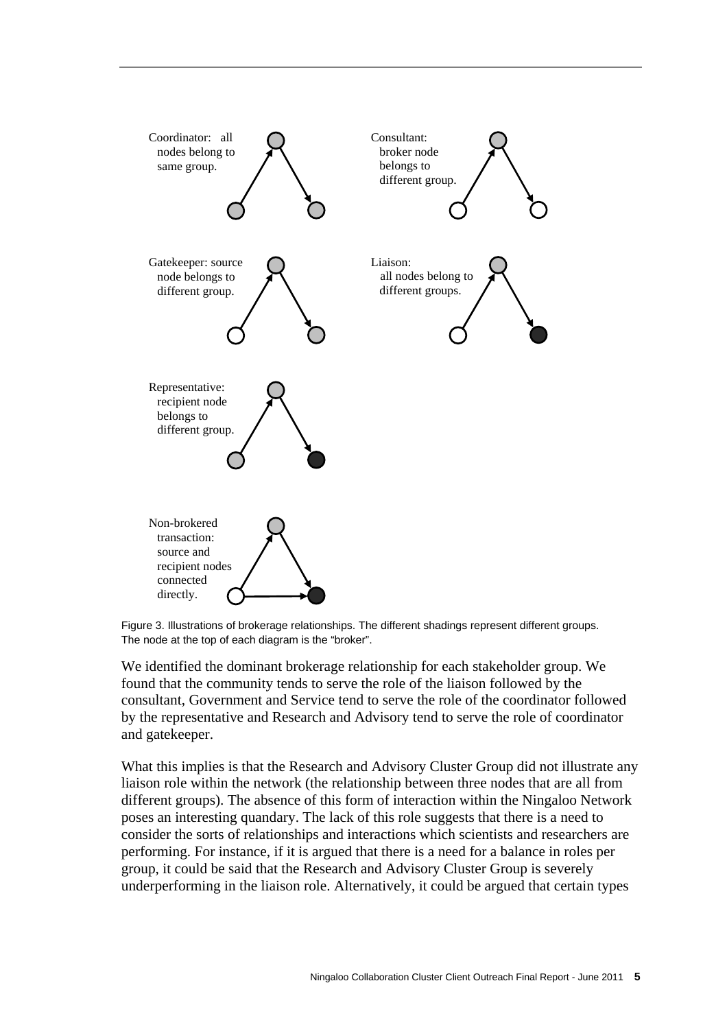Coordinator: all nodes belong to same group.

Consultant: broker node belongs to different group.

Gatekeeper: source node belongs to different group.

Liaison: all nodes belong to different groups.

Representative: recipient node belongs to different group.

Non-brokered transaction: source and recipient nodes connected directly.

Figure 3. Illustrations of brokerage relationships. The different shadings represent different groups. The node at the top of each diagram is the "broker".

We identified the dominant brokerage relationship for each stakeholder group. We found that the community tends to serve the role of the liaison followed by the consultant, Government and Service tend to serve the role of the coordinator followed by the representative and Research and Advisory tend to serve the role of coordinator and gatekeeper.

What this implies is that the Research and Advisory Cluster Group did not illustrate any liaison role within the network (the relationship between three nodes that are all from different groups). The absence of this form of interaction within the Ningaloo Network poses an interesting quandary. The lack of this role suggests that there is a need to consider the sorts of relationships and interactions which scientists and researchers are performing. For instance, if it is argued that there is a need for a balance in roles per group, it could be said that the Research and Advisory Cluster Group is severely underperforming in the liaison role. Alternatively, it could be argued that certain types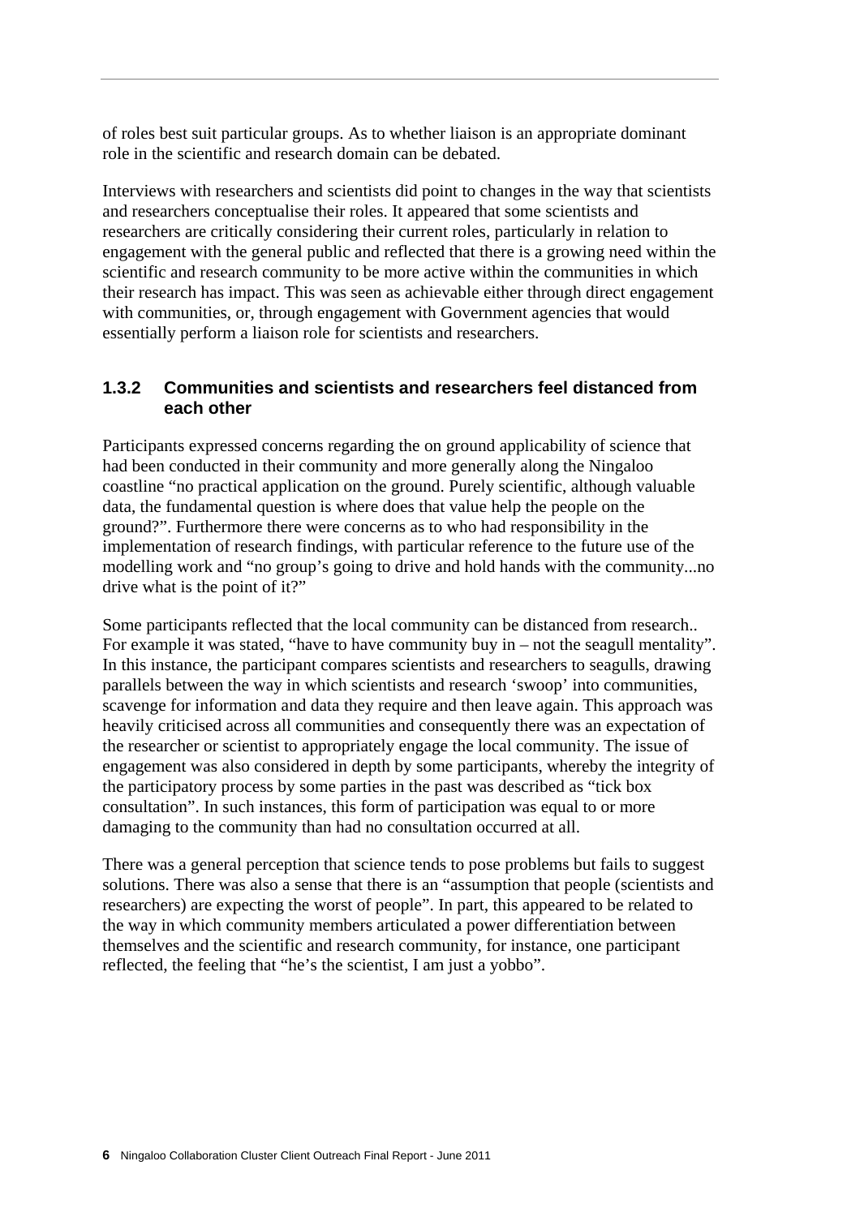of roles best suit particular groups. As to whether liaison is an appropriate dominant role in the scientific and research domain can be debated.

Interviews with researchers and scientists did point to changes in the way that scientists and researchers conceptualise their roles. It appeared that some scientists and researchers are critically considering their current roles, particularly in relation to engagement with the general public and reflected that there is a growing need within the scientific and research community to be more active within the communities in which their research has impact. This was seen as achievable either through direct engagement with communities, or, through engagement with Government agencies that would essentially perform a liaison role for scientists and researchers.

### 1.3.2 Communities and scientists and researchers feel distanced from each other

Participants expressed concerns regarding the on ground applicability of science that had been conducted in their community and more generally along the Ningaloo coastline "no practical application on the ground. Purely scientific, although valuable data, the fundamental question is where does that value help the people on the ground?". Furthermore there were concerns as to who had responsibility in the implementation of research findings, with particular reference to the future use of the modelling work and "no group's going to drive and hold hands with the community...no drive what is the point of it?"

Some participants reflected that the local community can be distanced from research.. For example it was stated, "have to have community buy in – not the seagull mentality". In this instance, the participant compares scientists and researchers to seagulls, drawing parallels between the way in which scientists and research 'swoop' into communities, scavenge for information and data they require and then leave again. This approach was heavily criticised across all communities and consequently there was an expectation of the researcher or scientist to appropriately engage the local community. The issue of engagement was also considered in depth by some participants, whereby the integrity of the participatory process by some parties in the past was described as "tick box consultation". In such instances, this form of participation was equal to or more damaging to the community than had no consultation occurred at all.

There was a general perception that science tends to pose problems but fails to suggest solutions. There was also a sense that there is an "assumption that people (scientists and researchers) are expecting the worst of people". In part, this appeared to be related to the way in which community members articulated a power differentiation between themselves and the scientific and research community, for instance, one participant reflected, the feeling that "he's the scientist, I am just a yobbo".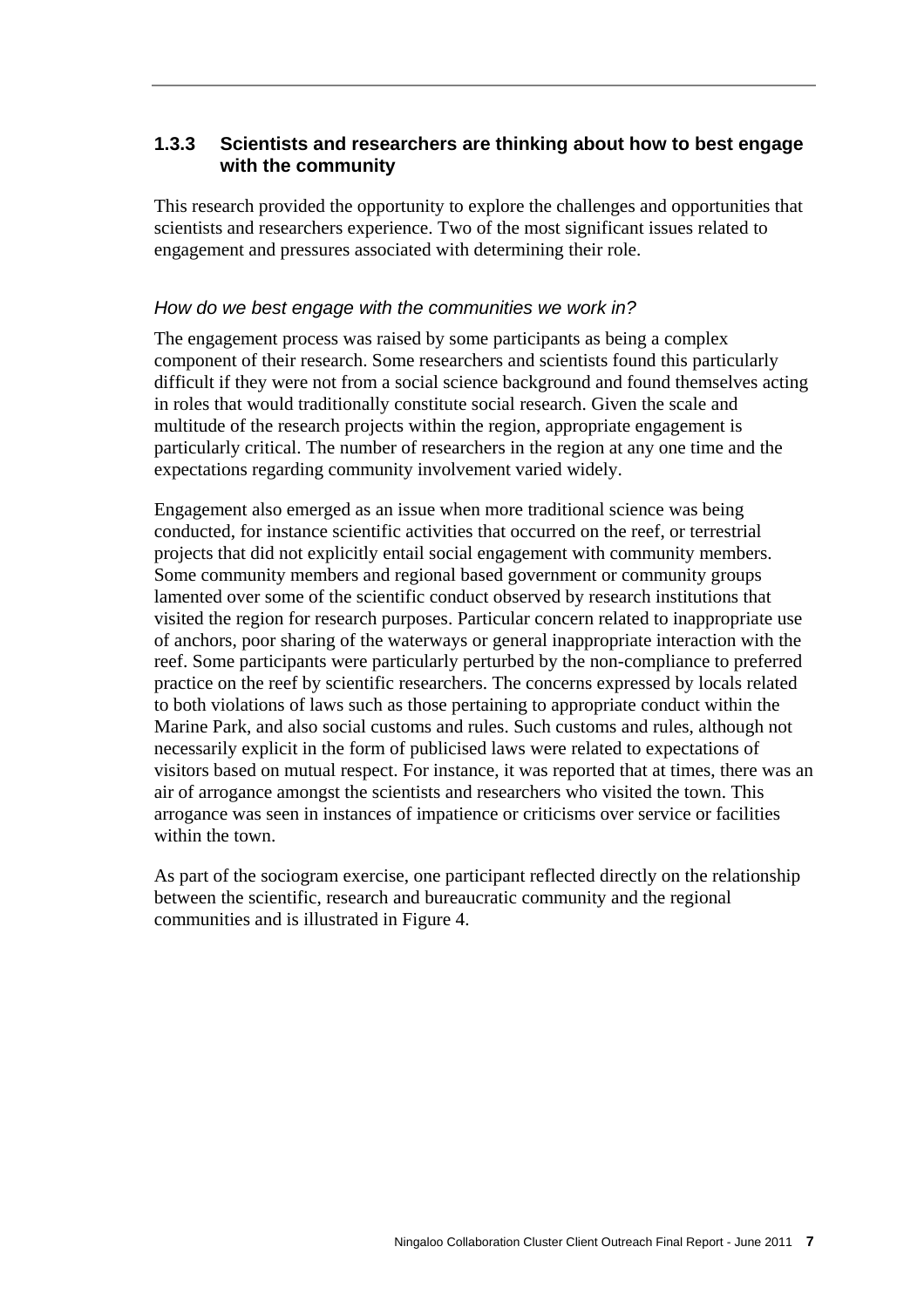### 1.3.3 Scientists and researchers are thinking about how to best engage with the community

This research provided the opportunity to explore the challenges and opportunities that scientists and researchers experience. Two of the most significant issues related to engagement and pressures associated with determining their role.

*How do we best engage with the communities we work in?*

The engagement process was raised by some participants as being a complex component of their research. Some researchers and scientists found this particularly difficult if they were not from a social science background and found themselves acting in roles that would traditionally constitute social research. Given the scale and multitude of the research projects within the region, appropriate engagement is particularly critical. The number of researchers in the region at any one time and the expectations regarding community involvement varied widely.

Engagement also emerged as an issue when more traditional science was being conducted, for instance scientific activities that occurred on the reef, or terrestrial projects that did not explicitly entail social engagement with community members. Some community members and regional based government or community groups lamented over some of the scientific conduct observed by research institutions that visited the region for research purposes. Particular concern related to inappropriate use of anchors, poor sharing of the waterways or general inappropriate interaction with the reef. Some participants were particularly perturbed by the non-compliance to preferred practice on the reef by scientific researchers. The concerns expressed by locals related to both violations of laws such as those pertaining to appropriate conduct within the Marine Park, and also social customs and rules. Such customs and rules, although not necessarily explicit in the form of publicised laws were related to expectations of visitors based on mutual respect. For instance, it was reported that at times, there was an air of arrogance amongst the scientists and researchers who visited the town. This arrogance was seen in instances of impatience or criticisms over service or facilities within the town.

As part of the sociogram exercise, one participant reflected directly on the relationship between the scientific, research and bureaucratic community and the regional communities and is illustrated in Figure 4.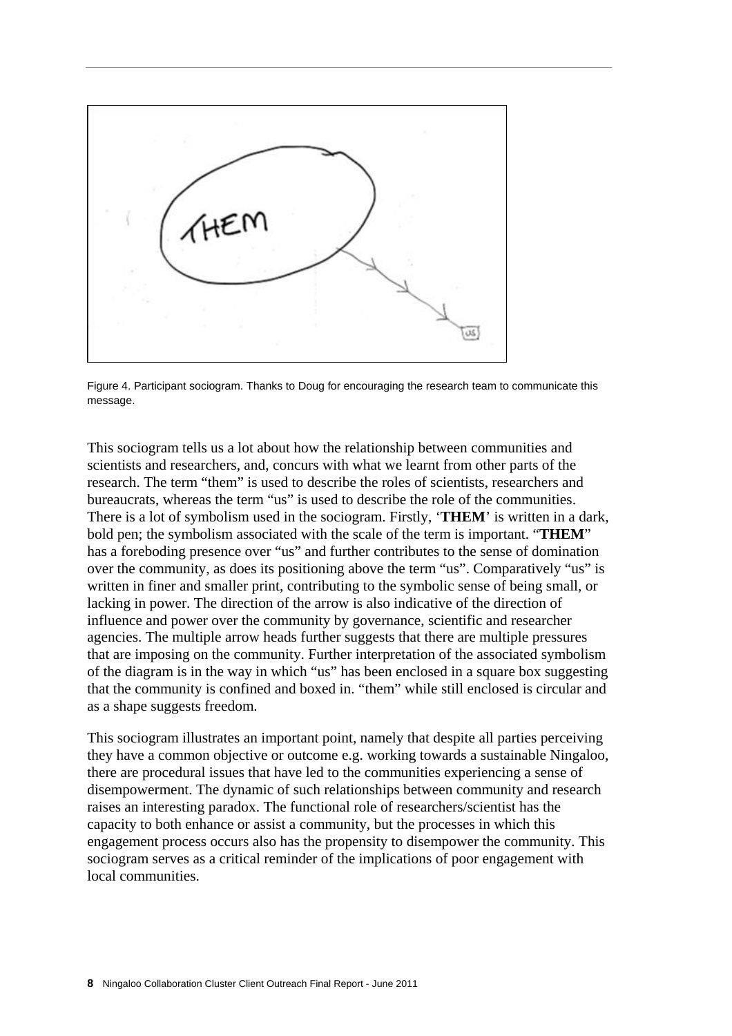Figure 4. Participant sociogram. Thanks to Doug for encouraging the research team to communicate this message.

This sociogram tells us a lot about how the relationship between communities and scientists and researchers, and, concurs with what we learnt from other parts of the research. The term "them" is used to describe the roles of scientists, researchers and bureaucrats, whereas the term "us" is used to describe the role of the communities. There is a lot of symbolism used in the sociogram. Firstly, '**THEM**' is written in a dark, bold pen; the symbolism associated with the scale of the term is important. "**THEM**" has a foreboding presence over "us" and further contributes to the sense of domination over the community, as does its positioning above the term "us". Comparatively "us" is written in finer and smaller print, contributing to the symbolic sense of being small, or lacking in power. The direction of the arrow is also indicative of the direction of influence and power over the community by governance, scientific and researcher agencies. The multiple arrow heads further suggests that there are multiple pressures that are imposing on the community. Further interpretation of the associated symbolism of the diagram is in the way in which "us" has been enclosed in a square box suggesting that the community is confined and boxed in. "them" while still enclosed is circular and as a shape suggests freedom.

This sociogram illustrates an important point, namely that despite all parties perceiving they have a common objective or outcome e.g. working towards a sustainable Ningaloo, there are procedural issues that have led to the communities experiencing a sense of disempowerment. The dynamic of such relationships between community and research raises an interesting paradox. The functional role of researchers/scientist has the capacity to both enhance or assist a community, but the processes in which this engagement process occurs also has the propensity to disempower the community. This sociogram serves as a critical reminder of the implications of poor engagement with local communities.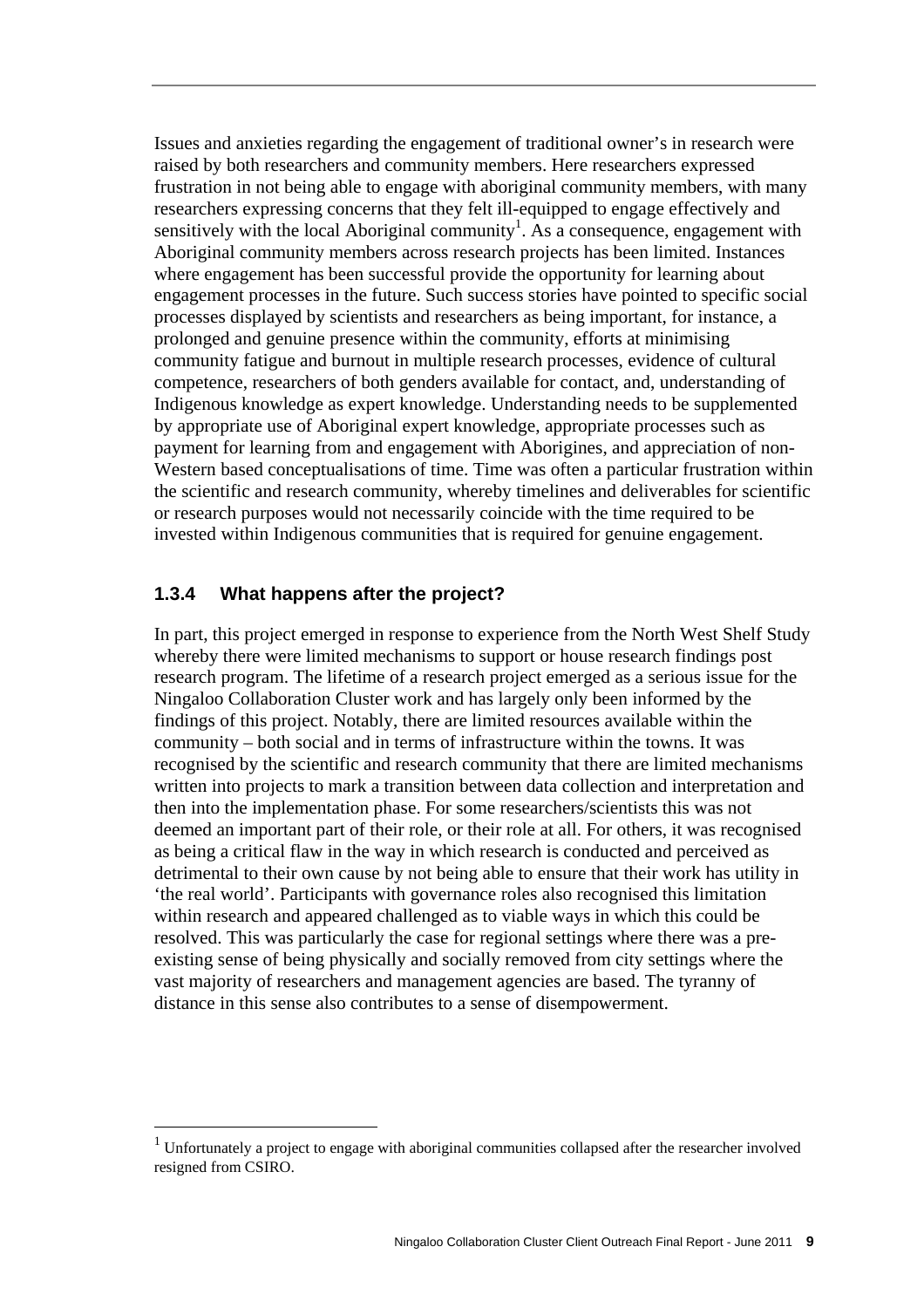Issues and anxieties regarding the engagement of traditional owner's in research were raised by both researchers and community members. Here researchers expressed frustration in not being able to engage with aboriginal community members, with many researchers expressing concerns that they felt ill-equipped to engage effectively and sensitively with the local Aboriginal community[1]. As a consequence, engagement with Aboriginal community members across research projects has been limited. Instances where engagement has been successful provide the opportunity for learning about engagement processes in the future. Such success stories have pointed to specific social processes displayed by scientists and researchers as being important, for instance, a prolonged and genuine presence within the community, efforts at minimising community fatigue and burnout in multiple research processes, evidence of cultural competence, researchers of both genders available for contact, and, understanding of Indigenous knowledge as expert knowledge. Understanding needs to be supplemented by appropriate use of Aboriginal expert knowledge, appropriate processes such as payment for learning from and engagement with Aborigines, and appreciation of non-Western based conceptualisations of time. Time was often a particular frustration within the scientific and research community, whereby timelines and deliverables for scientific or research purposes would not necessarily coincide with the time required to be invested within Indigenous communities that is required for genuine engagement.

### 1.3.4 What happens after the project?

In part, this project emerged in response to experience from the North West Shelf Study whereby there were limited mechanisms to support or house research findings post research program. The lifetime of a research project emerged as a serious issue for the Ningaloo Collaboration Cluster work and has largely only been informed by the findings of this project. Notably, there are limited resources available within the community – both social and in terms of infrastructure within the towns. It was recognised by the scientific and research community that there are limited mechanisms written into projects to mark a transition between data collection and interpretation and then into the implementation phase. For some researchers/scientists this was not deemed an important part of their role, or their role at all. For others, it was recognised as being a critical flaw in the way in which research is conducted and perceived as detrimental to their own cause by not being able to ensure that their work has utility in 'the real world'. Participants with governance roles also recognised this limitation within research and appeared challenged as to viable ways in which this could be resolved. This was particularly the case for regional settings where there was a pre-existing sense of being physically and socially removed from city settings where the vast majority of researchers and management agencies are based. The tyranny of distance in this sense also contributes to a sense of disempowerment.

---

[1] Unfortunately a project to engage with aboriginal communities collapsed after the researcher involved resigned from CSIRO.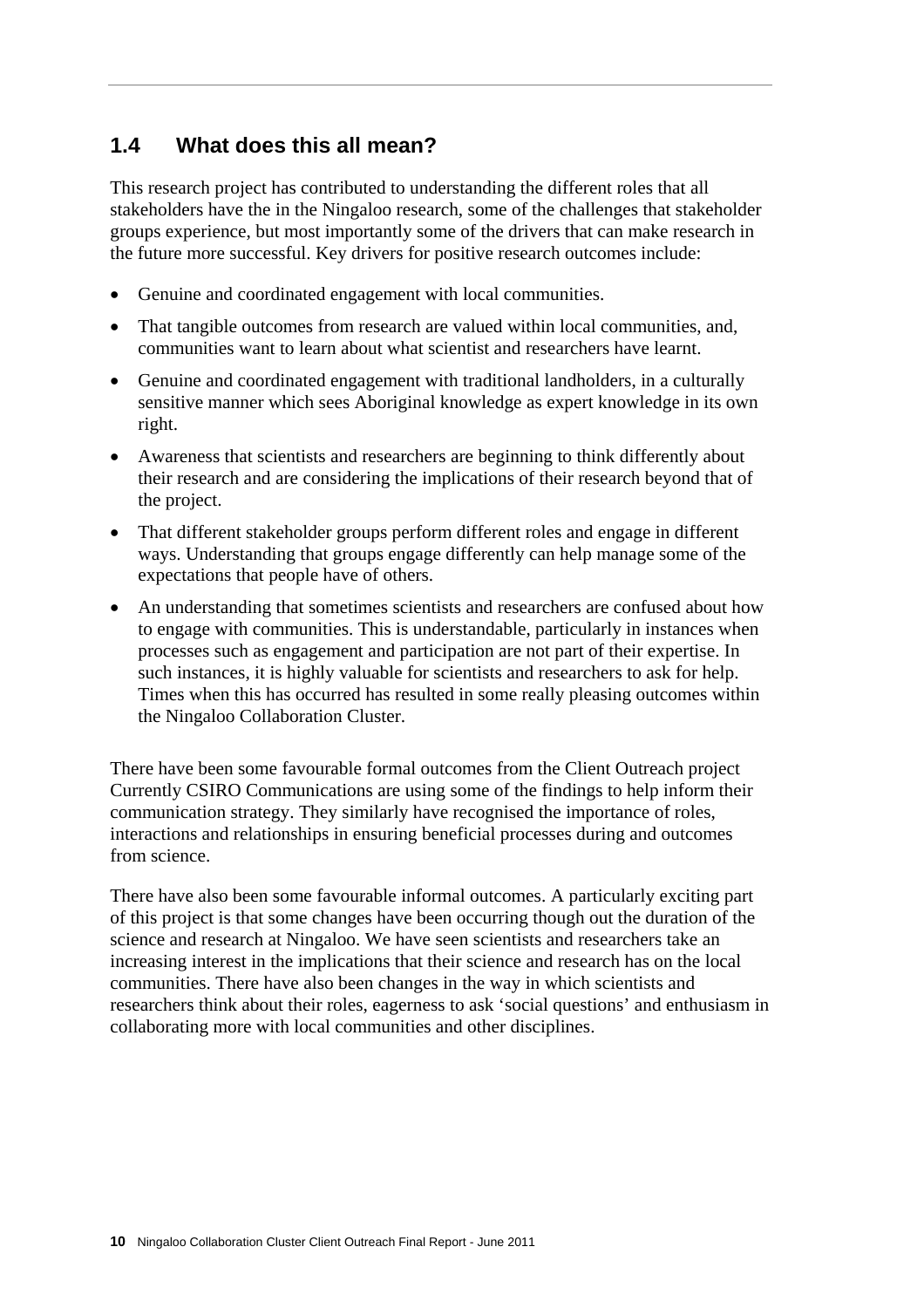## 1.4 What does this all mean?

This research project has contributed to understanding the different roles that all stakeholders have the in the Ningaloo research, some of the challenges that stakeholder groups experience, but most importantly some of the drivers that can make research in the future more successful. Key drivers for positive research outcomes include:

- Genuine and coordinated engagement with local communities.
- That tangible outcomes from research are valued within local communities, and, communities want to learn about what scientist and researchers have learnt.
- Genuine and coordinated engagement with traditional landholders, in a culturally sensitive manner which sees Aboriginal knowledge as expert knowledge in its own right.
- Awareness that scientists and researchers are beginning to think differently about their research and are considering the implications of their research beyond that of the project.
- That different stakeholder groups perform different roles and engage in different ways. Understanding that groups engage differently can help manage some of the expectations that people have of others.
- An understanding that sometimes scientists and researchers are confused about how to engage with communities. This is understandable, particularly in instances when processes such as engagement and participation are not part of their expertise. In such instances, it is highly valuable for scientists and researchers to ask for help. Times when this has occurred has resulted in some really pleasing outcomes within the Ningaloo Collaboration Cluster.

There have been some favourable formal outcomes from the Client Outreach project Currently CSIRO Communications are using some of the findings to help inform their communication strategy. They similarly have recognised the importance of roles, interactions and relationships in ensuring beneficial processes during and outcomes from science.

There have also been some favourable informal outcomes. A particularly exciting part of this project is that some changes have been occurring though out the duration of the science and research at Ningaloo. We have seen scientists and researchers take an increasing interest in the implications that their science and research has on the local communities. There have also been changes in the way in which scientists and researchers think about their roles, eagerness to ask 'social questions' and enthusiasm in collaborating more with local communities and other disciplines.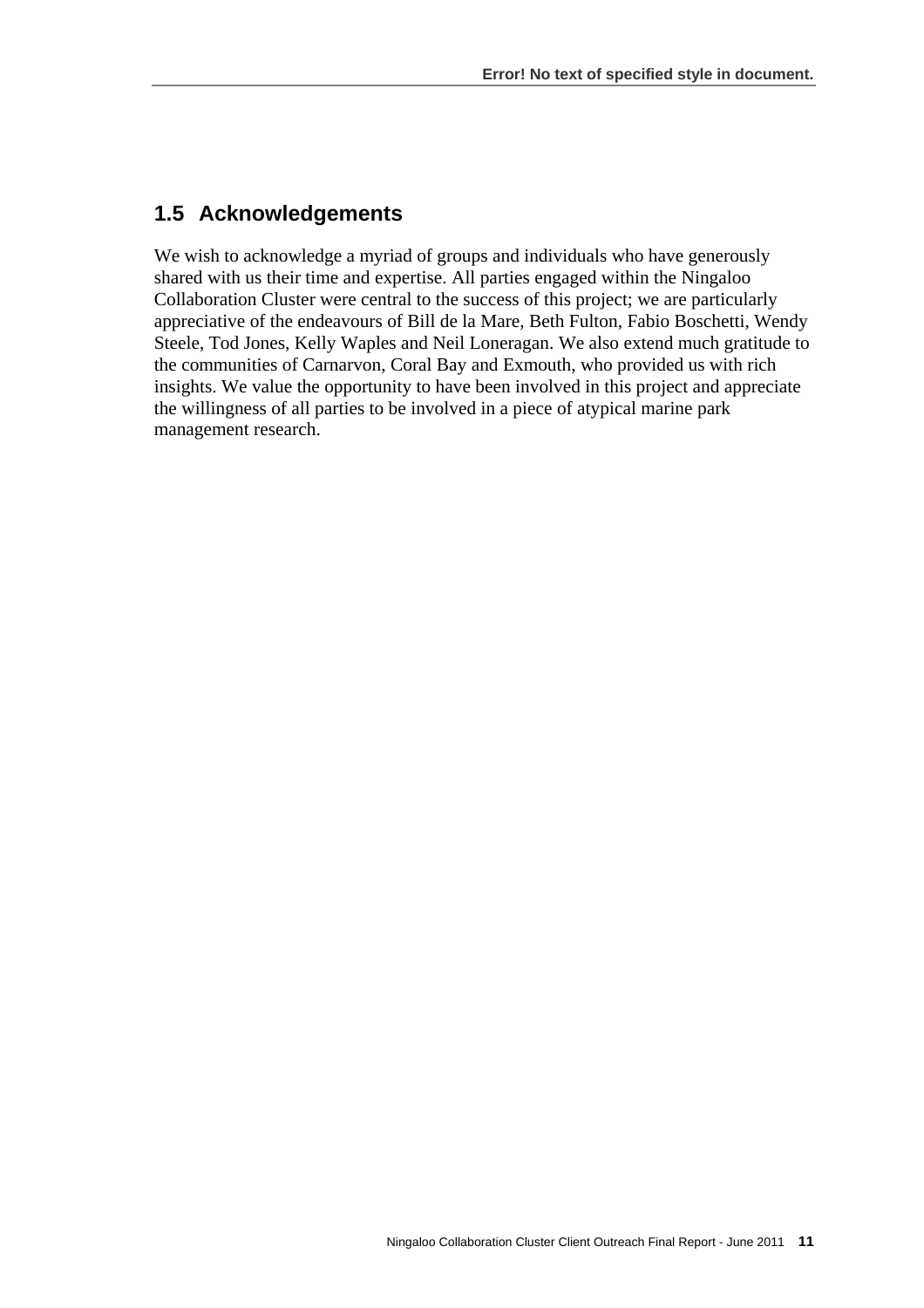## 1.5 Acknowledgements

We wish to acknowledge a myriad of groups and individuals who have generously shared with us their time and expertise. All parties engaged within the Ningaloo Collaboration Cluster were central to the success of this project; we are particularly appreciative of the endeavours of Bill de la Mare, Beth Fulton, Fabio Boschetti, Wendy Steele, Tod Jones, Kelly Waples and Neil Loneragan. We also extend much gratitude to the communities of Carnarvon, Coral Bay and Exmouth, who provided us with rich insights. We value the opportunity to have been involved in this project and appreciate the willingness of all parties to be involved in a piece of atypical marine park management research.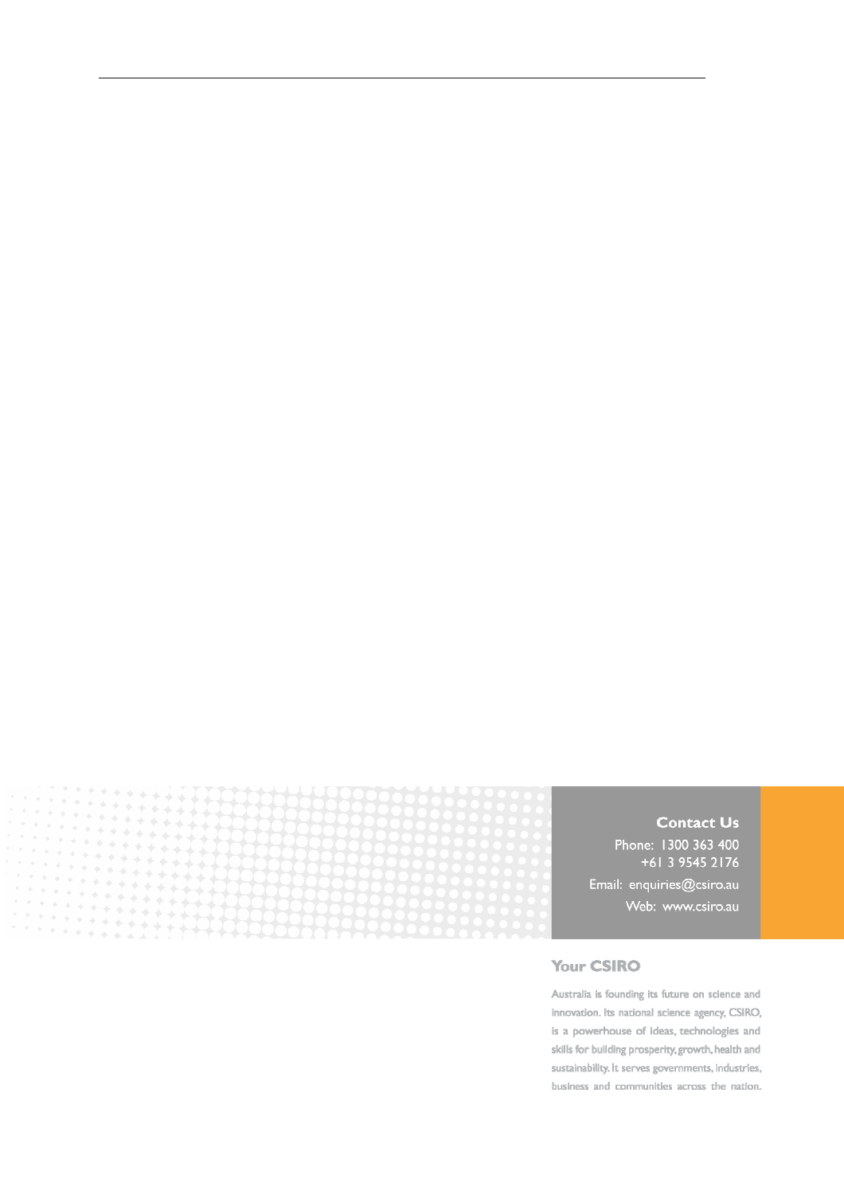## Contact Us

Phone: 1300 363 400
+61 3 9545 2176

Email: enquiries@csiro.au

Web: www.csiro.au

## Your CSIRO

Australia is founding its future on science and innovation. Its national science agency, CSIRO, is a powerhouse of ideas, technologies and skills for building prosperity, growth, health and sustainability. It serves governments, industries, business and communities across the nation.